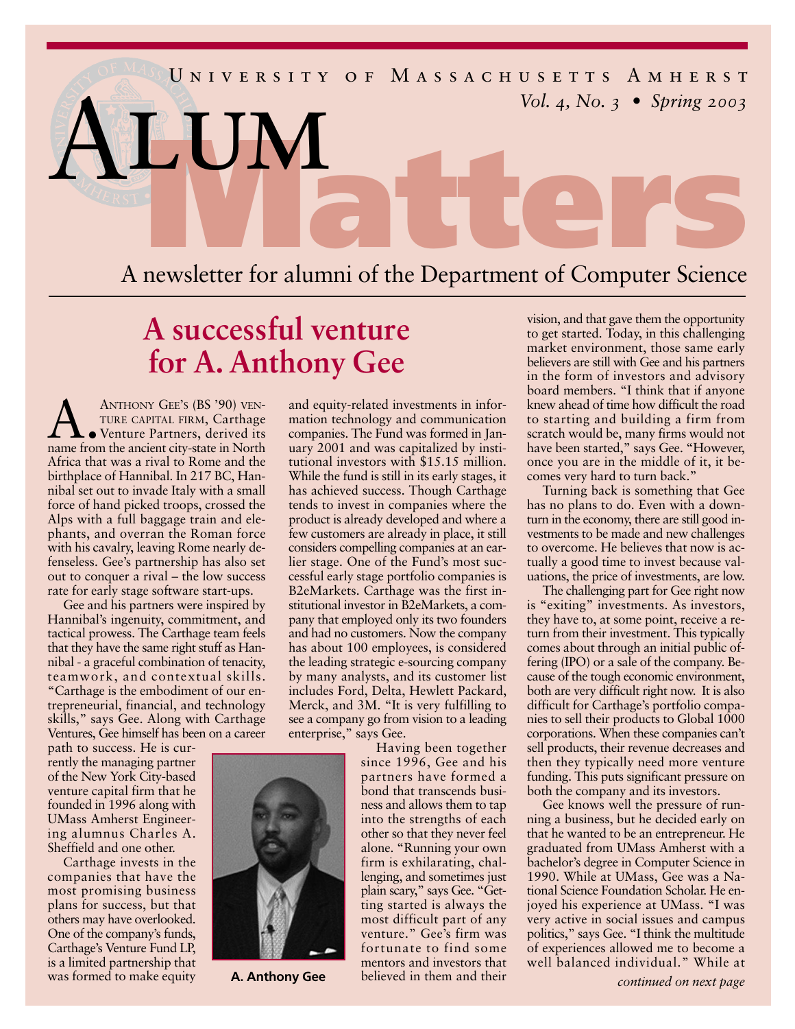University of Massachusetts Amherst

*Vol. 4, No. 3 • Spring 2003*

# Alum Matters

A newsletter for alumni of the Department of Computer Science

## A successful venture for A. Anthony Gee

A. Anthony Gee's (BS '90) venture capital firm, Carthage Venture Partners, derived its name from the ancient city-state in North Africa that was a rival to Rome and the birthplace of Hannibal. In 217 BC, Hannibal set out to invade Italy with a small force of hand picked troops, crossed the Alps with a full baggage train and elephants, and overran the Roman force with his cavalry, leaving Rome nearly defenseless. Gee's partnership has also set out to conquer a rival – the low success rate for early stage software start-ups.

Gee and his partners were inspired by Hannibal's ingenuity, commitment, and tactical prowess. The Carthage team feels that they have the same right stuff as Hannibal - a graceful combination of tenacity, teamwork, and contextual skills. "Carthage is the embodiment of our entrepreneurial, financial, and technology skills," says Gee. Along with Carthage Ventures, Gee himself has been on a career path to success. He is currently the managing partner of the New York City-based venture capital firm that he founded in 1996 along with UMass Amherst Engineering alumnus Charles A. Sheffield and one other.

Carthage invests in the companies that have the most promising business plans for success, but that others may have overlooked. One of the company's funds, Carthage's Venture Fund LP, is a limited partnership that was formed to make equity and equity-related investments in information technology and communication companies. The Fund was formed in January 2001 and was capitalized by institutional investors with $15.15 million. While the fund is still in its early stages, it has achieved success. Though Carthage tends to invest in companies where the product is already developed and where a few customers are already in place, it still considers compelling companies at an earlier stage. One of the Fund's most successful early stage portfolio companies is B2eMarkets. Carthage was the first institutional investor in B2eMarkets, a company that employed only its two founders and had no customers. Now the company has about 100 employees, is considered the leading strategic e-sourcing company by many analysts, and its customer list includes Ford, Delta, Hewlett Packard, Merck, and 3M. "It is very fulfilling to see a company go from vision to a leading enterprise," says Gee.

**A. Anthony Gee**

Having been together since 1996, Gee and his partners have formed a bond that transcends business and allows them to tap into the strengths of each other so that they never feel alone. "Running your own firm is exhilarating, challenging, and sometimes just plain scary," says Gee. "Getting started is always the most difficult part of any venture." Gee's firm was fortunate to find some mentors and investors that believed in them and their vision, and that gave them the opportunity to get started. Today, in this challenging market environment, those same early believers are still with Gee and his partners in the form of investors and advisory board members. "I think that if anyone knew ahead of time how difficult the road to starting and building a firm from scratch would be, many firms would not have been started," says Gee. "However, once you are in the middle of it, it becomes very hard to turn back."

Turning back is something that Gee has no plans to do. Even with a downturn in the economy, there are still good investments to be made and new challenges to overcome. He believes that now is actually a good time to invest because valuations, the price of investments, are low.

The challenging part for Gee right now is "exiting" investments. As investors, they have to, at some point, receive a return from their investment. This typically comes about through an initial public offering (IPO) or a sale of the company. Because of the tough economic environment, both are very difficult right now. It is also difficult for Carthage's portfolio companies to sell their products to Global 1000 corporations. When these companies can't sell products, their revenue decreases and then they typically need more venture funding. This puts significant pressure on both the company and its investors.

Gee knows well the pressure of running a business, but he decided early on that he wanted to be an entrepreneur. He graduated from UMass Amherst with a bachelor's degree in Computer Science in 1990. While at UMass, Gee was a National Science Foundation Scholar. He enjoyed his experience at UMass. "I was very active in social issues and campus politics," says Gee. "I think the multitude of experiences allowed me to become a well balanced individual." While at

*continued on next page*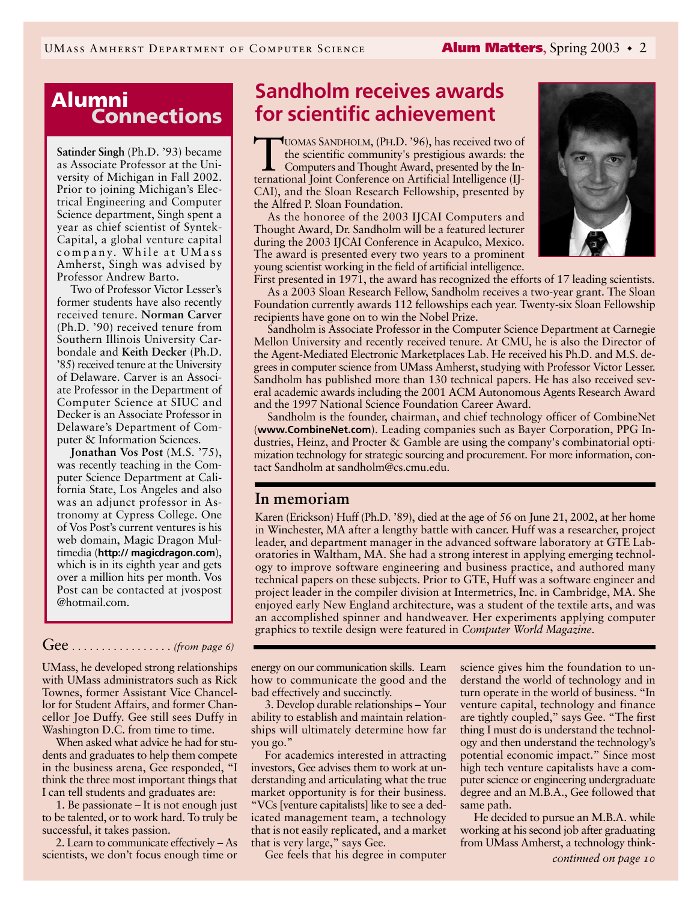## Alumni Connections

**Satinder Singh** (Ph.D. '93) became as Associate Professor at the University of Michigan in Fall 2002. Prior to joining Michigan's Electrical Engineering and Computer Science department, Singh spent a year as chief scientist of Syntek-Capital, a global venture capital company. While at UMass Amherst, Singh was advised by Professor Andrew Barto.

Two of Professor Victor Lesser's former students have also recently received tenure. **Norman Carver** (Ph.D. '90) received tenure from Southern Illinois University Carbondale and **Keith Decker** (Ph.D. '85) received tenure at the University of Delaware. Carver is an Associate Professor in the Department of Computer Science at SIUC and Decker is an Associate Professor in Delaware's Department of Computer & Information Sciences.

**Jonathan Vos Post** (M.S. '75), was recently teaching in the Computer Science Department at California State, Los Angeles and also was an adjunct professor in Astronomy at Cypress College. One of Vos Post's current ventures is his web domain, Magic Dragon Multimedia (**http:// magicdragon.com**), which is in its eighth year and gets over a million hits per month. Vos Post can be contacted at jvospost @hotmail.com.

## Sandholm receives awards for scientific achievement

Tuomas Sandholm, (Ph.D. '96), has received two of the scientific community's prestigious awards: the Computers and Thought Award, presented by the International Joint Conference on Artificial Intelligence (IJCAI), and the Sloan Research Fellowship, presented by the Alfred P. Sloan Foundation.

As the honoree of the 2003 IJCAI Computers and Thought Award, Dr. Sandholm will be a featured lecturer during the 2003 IJCAI Conference in Acapulco, Mexico. The award is presented every two years to a prominent young scientist working in the field of artificial intelligence. First presented in 1971, the award has recognized the efforts of 17 leading scientists.

As a 2003 Sloan Research Fellow, Sandholm receives a two-year grant. The Sloan Foundation currently awards 112 fellowships each year. Twenty-six Sloan Fellowship recipients have gone on to win the Nobel Prize.

Sandholm is Associate Professor in the Computer Science Department at Carnegie Mellon University and recently received tenure. At CMU, he is also the Director of the Agent-Mediated Electronic Marketplaces Lab. He received his Ph.D. and M.S. degrees in computer science from UMass Amherst, studying with Professor Victor Lesser. Sandholm has published more than 130 technical papers. He has also received several academic awards including the 2001 ACM Autonomous Agents Research Award and the 1997 National Science Foundation Career Award.

Sandholm is the founder, chairman, and chief technology officer of CombineNet (**www.CombineNet.com**). Leading companies such as Bayer Corporation, PPG Industries, Heinz, and Procter & Gamble are using the company's combinatorial optimization technology for strategic sourcing and procurement. For more information, contact Sandholm at sandholm@cs.cmu.edu.

## In memoriam

Karen (Erickson) Huff (Ph.D. '89), died at the age of 56 on June 21, 2002, at her home in Winchester, MA after a lengthy battle with cancer. Huff was a researcher, project leader, and department manager in the advanced software laboratory at GTE Laboratories in Waltham, MA. She had a strong interest in applying emerging technology to improve software engineering and business practice, and authored many technical papers on these subjects. Prior to GTE, Huff was a software engineer and project leader in the compiler division at Intermetrics, Inc. in Cambridge, MA. She enjoyed early New England architecture, was a student of the textile arts, and was an accomplished spinner and handweaver. Her experiments applying computer graphics to textile design were featured in *Computer World Magazine*.

## Gee ................. *(from page 6)*

UMass, he developed strong relationships with UMass administrators such as Rick Townes, former Assistant Vice Chancellor for Student Affairs, and former Chancellor Joe Duffy. Gee still sees Duffy in Washington D.C. from time to time.

When asked what advice he had for students and graduates to help them compete in the business arena, Gee responded, "I think the three most important things that I can tell students and graduates are:

1. Be passionate – It is not enough just to be talented, or to work hard. To truly be successful, it takes passion.

2. Learn to communicate effectively – As scientists, we don't focus enough time or energy on our communication skills. Learn how to communicate the good and the bad effectively and succinctly.

3. Develop durable relationships – Your ability to establish and maintain relationships will ultimately determine how far you go."

For academics interested in attracting investors, Gee advises them to work at understanding and articulating what the true market opportunity is for their business. "VCs [venture capitalists] like to see a dedicated management team, a technology that is not easily replicated, and a market that is very large," says Gee.

Gee feels that his degree in computer science gives him the foundation to understand the world of technology and in turn operate in the world of business. "In venture capital, technology and finance are tightly coupled," says Gee. "The first thing I must do is understand the technology and then understand the technology's potential economic impact." Since most high tech venture capitalists have a computer science or engineering undergraduate degree and an M.B.A., Gee followed that same path.

He decided to pursue an M.B.A. while working at his second job after graduating from UMass Amherst, a technology think-

*continued on page 10*